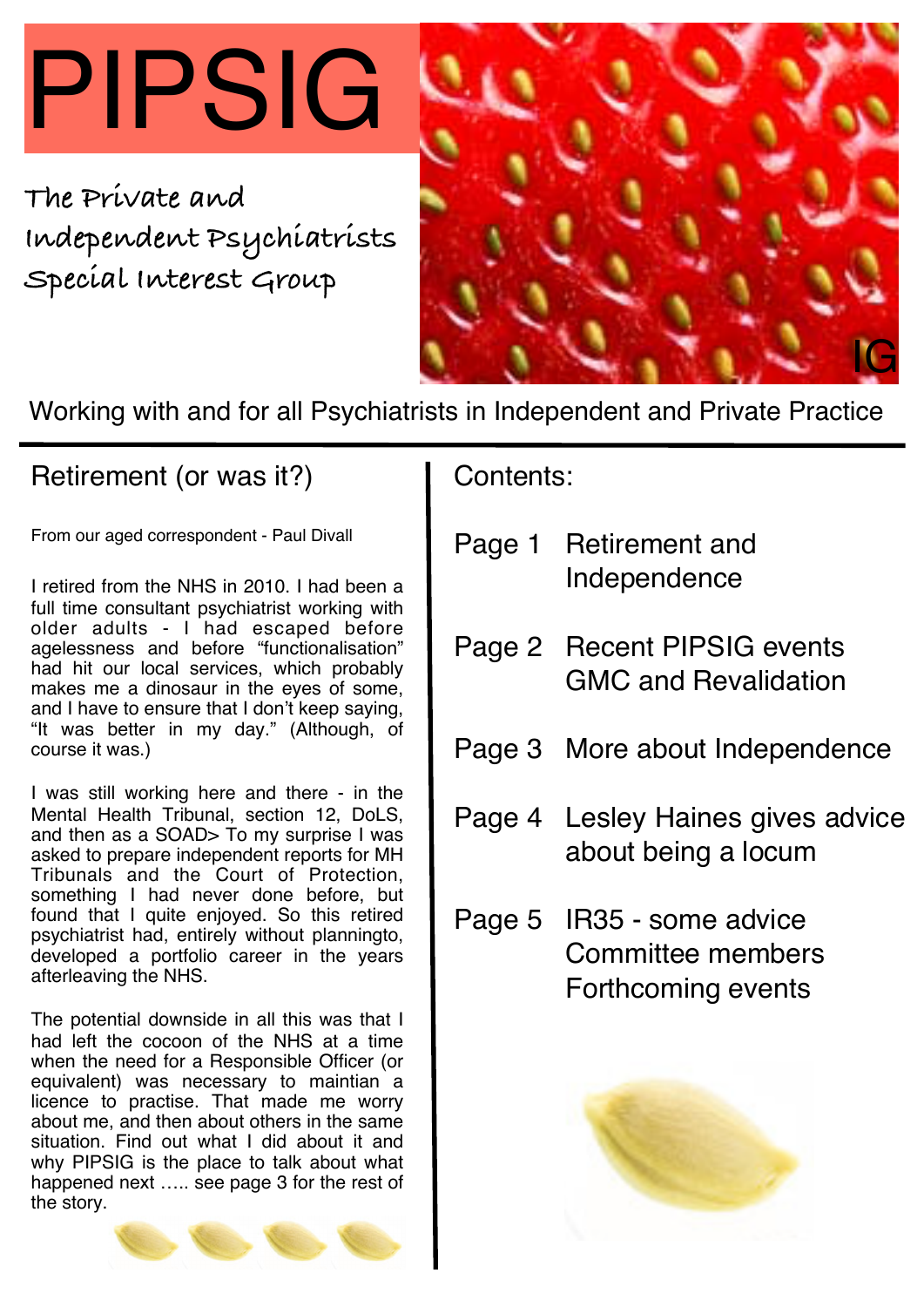# PIPSIG

The Private and Independent Psychiatrists Special Interest Group

IG

Working with and for all Psychiatrists in Independent and Private Practice

## Retirement (or was it?)

From our aged correspondent - Paul Divall

I retired from the NHS in 2010. I had been a full time consultant psychiatrist working with older adults - I had escaped before agelessness and before "functionalisation" had hit our local services, which probably makes me a dinosaur in the eyes of some, and I have to ensure that I don't keep saying, "It was better in my day." (Although, of course it was.)

I was still working here and there - in the Mental Health Tribunal, section 12, DoLS, and then as a SOAD> To my surprise I was asked to prepare independent reports for MH Tribunals and the Court of Protection, something I had never done before, but found that I quite enjoyed. So this retired psychiatrist had, entirely without planningto, developed a portfolio career in the years afterleaving the NHS.

The potential downside in all this was that I had left the cocoon of the NHS at a time when the need for a Responsible Officer (or equivalent) was necessary to maintian a licence to practise. That made me worry about me, and then about others in the same situation. Find out what I did about it and why PIPSIG is the place to talk about what happened next ….. see page 3 for the rest of the story.

## Contents:

| | |
|---|---|
| Page 1 | Retirement and Independence |
| Page 2 | Recent PIPSIG events<br>GMC and Revalidation |
| Page 3 | More about Independence |
| Page 4 | Lesley Haines gives advice about being a locum |
| Page 5 | IR35 - some advice<br>Committee members<br>Forthcoming events |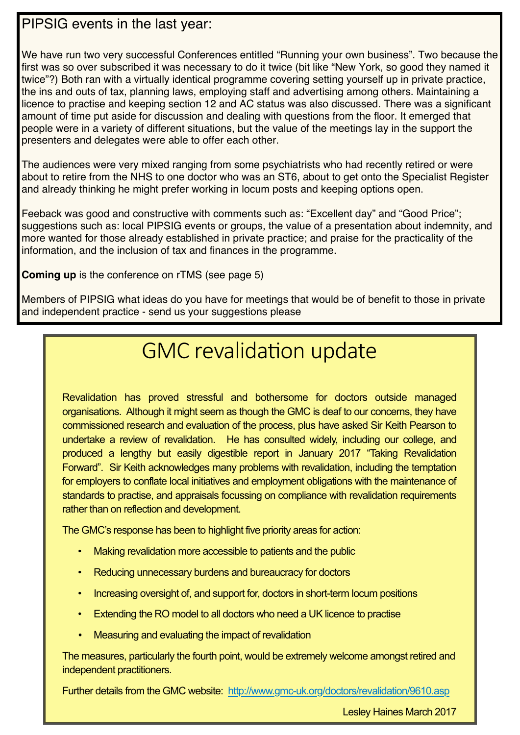## PIPSIG events in the last year:

We have run two very successful Conferences entitled "Running your own business". Two because the first was so over subscribed it was necessary to do it twice (bit like "New York, so good they named it twice"?) Both ran with a virtually identical programme covering setting yourself up in private practice, the ins and outs of tax, planning laws, employing staff and advertising among others. Maintaining a licence to practise and keeping section 12 and AC status was also discussed. There was a significant amount of time put aside for discussion and dealing with questions from the floor. It emerged that people were in a variety of different situations, but the value of the meetings lay in the support the presenters and delegates were able to offer each other.

The audiences were very mixed ranging from some psychiatrists who had recently retired or were about to retire from the NHS to one doctor who was an ST6, about to get onto the Specialist Register and already thinking he might prefer working in locum posts and keeping options open.

Feeback was good and constructive with comments such as: "Excellent day" and "Good Price"; suggestions such as: local PIPSIG events or groups, the value of a presentation about indemnity, and more wanted for those already established in private practice; and praise for the practicality of the information, and the inclusion of tax and finances in the programme.

**Coming up** is the conference on rTMS (see page 5)

Members of PIPSIG what ideas do you have for meetings that would be of benefit to those in private and independent practice - send us your suggestions please

# GMC revalidation update

Revalidation has proved stressful and bothersome for doctors outside managed organisations. Although it might seem as though the GMC is deaf to our concerns, they have commissioned research and evaluation of the process, plus have asked Sir Keith Pearson to undertake a review of revalidation. He has consulted widely, including our college, and produced a lengthy but easily digestible report in January 2017 "Taking Revalidation Forward". Sir Keith acknowledges many problems with revalidation, including the temptation for employers to conflate local initiatives and employment obligations with the maintenance of standards to practise, and appraisals focussing on compliance with revalidation requirements rather than on reflection and development.

The GMC's response has been to highlight five priority areas for action:

- Making revalidation more accessible to patients and the public
- Reducing unnecessary burdens and bureaucracy for doctors
- Increasing oversight of, and support for, doctors in short-term locum positions
- Extending the RO model to all doctors who need a UK licence to practise
- Measuring and evaluating the impact of revalidation

The measures, particularly the fourth point, would be extremely welcome amongst retired and independent practitioners.

Further details from the GMC website: http://www.gmc-uk.org/doctors/revalidation/9610.asp

Lesley Haines March 2017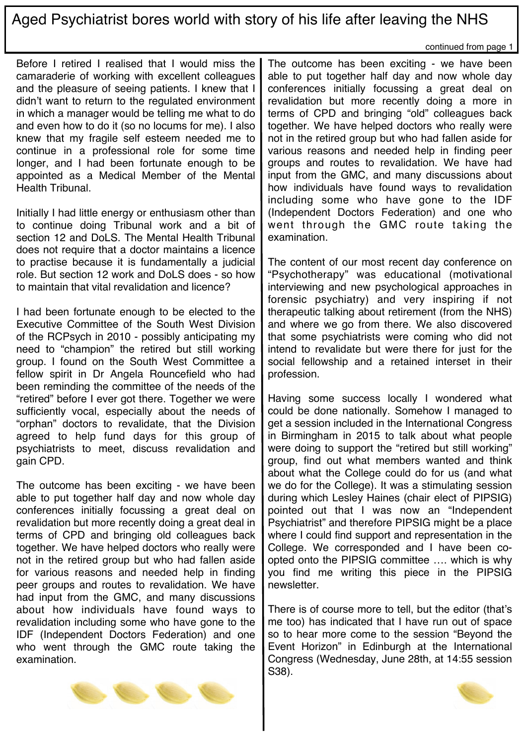# Aged Psychiatrist bores world with story of his life after leaving the NHS

continued from page 1

Before I retired I realised that I would miss the camaraderie of working with excellent colleagues and the pleasure of seeing patients. I knew that I didn't want to return to the regulated environment in which a manager would be telling me what to do and even how to do it (so no locums for me). I also knew that my fragile self esteem needed me to continue in a professional role for some time longer, and I had been fortunate enough to be appointed as a Medical Member of the Mental Health Tribunal.

Initially I had little energy or enthusiasm other than to continue doing Tribunal work and a bit of section 12 and DoLS. The Mental Health Tribunal does not require that a doctor maintains a licence to practise because it is fundamentally a judicial role. But section 12 work and DoLS does - so how to maintain that vital revalidation and licence?

I had been fortunate enough to be elected to the Executive Committee of the South West Division of the RCPsych in 2010 - possibly anticipating my need to "champion" the retired but still working group. I found on the South West Committee a fellow spirit in Dr Angela Rouncefield who had been reminding the committee of the needs of the "retired" before I ever got there. Together we were sufficiently vocal, especially about the needs of "orphan" doctors to revalidate, that the Division agreed to help fund days for this group of psychiatrists to meet, discuss revalidation and gain CPD.

The outcome has been exciting - we have been able to put together half day and now whole day conferences initially focussing a great deal on revalidation but more recently doing a great deal in terms of CPD and bringing old colleagues back together. We have helped doctors who really were not in the retired group but who had fallen aside for various reasons and needed help in finding peer groups and routes to revalidation. We have had input from the GMC, and many discussions about how individuals have found ways to revalidation including some who have gone to the IDF (Independent Doctors Federation) and one who went through the GMC route taking the examination.

The outcome has been exciting - we have been able to put together half day and now whole day conferences initially focussing a great deal on revalidation but more recently doing a more in terms of CPD and bringing "old" colleagues back together. We have helped doctors who really were not in the retired group but who had fallen aside for various reasons and needed help in finding peer groups and routes to revalidation. We have had input from the GMC, and many discussions about how individuals have found ways to revalidation including some who have gone to the IDF (Independent Doctors Federation) and one who went through the GMC route taking the examination.

The content of our most recent day conference on "Psychotherapy" was educational (motivational interviewing and new psychological approaches in forensic psychiatry) and very inspiring if not therapeutic talking about retirement (from the NHS) and where we go from there. We also discovered that some psychiatrists were coming who did not intend to revalidate but were there for just for the social fellowship and a retained interset in their profession.

Having some success locally I wondered what could be done nationally. Somehow I managed to get a session included in the International Congress in Birmingham in 2015 to talk about what people were doing to support the "retired but still working" group, find out what members wanted and think about what the College could do for us (and what we do for the College). It was a stimulating session during which Lesley Haines (chair elect of PIPSIG) pointed out that I was now an "Independent Psychiatrist" and therefore PIPSIG might be a place where I could find support and representation in the College. We corresponded and I have been co-opted onto the PIPSIG committee …. which is why you find me writing this piece in the PIPSIG newsletter.

There is of course more to tell, but the editor (that's me too) has indicated that I have run out of space so to hear more come to the session "Beyond the Event Horizon" in Edinburgh at the International Congress (Wednesday, June 28th, at 14:55 session S38).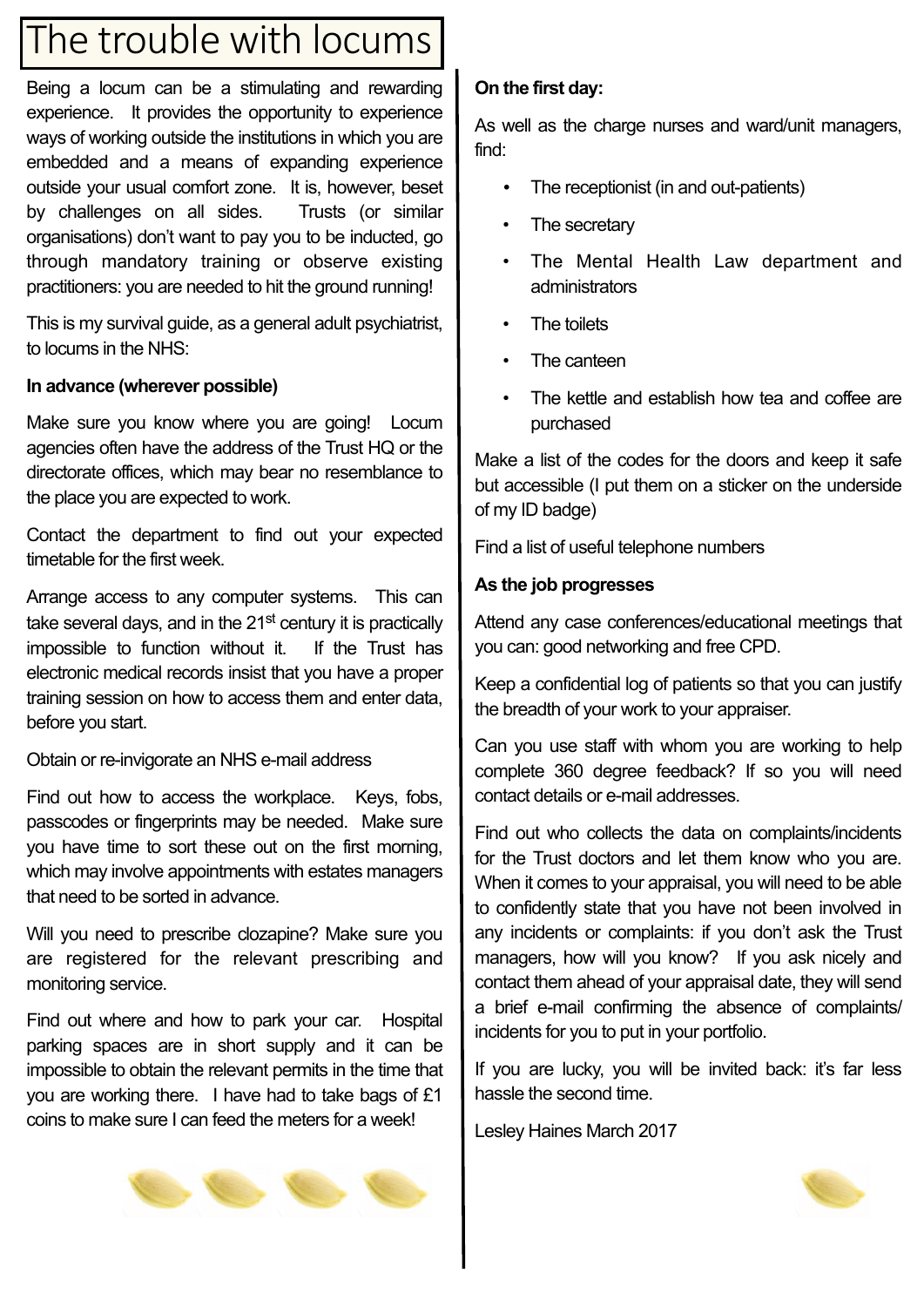# The trouble with locums

Being a locum can be a stimulating and rewarding experience. It provides the opportunity to experience ways of working outside the institutions in which you are embedded and a means of expanding experience outside your usual comfort zone. It is, however, beset by challenges on all sides. Trusts (or similar organisations) don't want to pay you to be inducted, go through mandatory training or observe existing practitioners: you are needed to hit the ground running!

This is my survival guide, as a general adult psychiatrist, to locums in the NHS:

**In advance (wherever possible)**

Make sure you know where you are going! Locum agencies often have the address of the Trust HQ or the directorate offices, which may bear no resemblance to the place you are expected to work.

Contact the department to find out your expected timetable for the first week.

Arrange access to any computer systems. This can take several days, and in the 21st century it is practically impossible to function without it. If the Trust has electronic medical records insist that you have a proper training session on how to access them and enter data, before you start.

Obtain or re-invigorate an NHS e-mail address

Find out how to access the workplace. Keys, fobs, passcodes or fingerprints may be needed. Make sure you have time to sort these out on the first morning, which may involve appointments with estates managers that need to be sorted in advance.

Will you need to prescribe clozapine? Make sure you are registered for the relevant prescribing and monitoring service.

Find out where and how to park your car. Hospital parking spaces are in short supply and it can be impossible to obtain the relevant permits in the time that you are working there. I have had to take bags of £1 coins to make sure I can feed the meters for a week!

**On the first day:**

As well as the charge nurses and ward/unit managers, find:

- The receptionist (in and out-patients)
- The secretary
- The Mental Health Law department and administrators
- The toilets
- The canteen
- The kettle and establish how tea and coffee are purchased

Make a list of the codes for the doors and keep it safe but accessible (I put them on a sticker on the underside of my ID badge)

Find a list of useful telephone numbers

**As the job progresses**

Attend any case conferences/educational meetings that you can: good networking and free CPD.

Keep a confidential log of patients so that you can justify the breadth of your work to your appraiser.

Can you use staff with whom you are working to help complete 360 degree feedback? If so you will need contact details or e-mail addresses.

Find out who collects the data on complaints/incidents for the Trust doctors and let them know who you are. When it comes to your appraisal, you will need to be able to confidently state that you have not been involved in any incidents or complaints: if you don't ask the Trust managers, how will you know? If you ask nicely and contact them ahead of your appraisal date, they will send a brief e-mail confirming the absence of complaints/incidents for you to put in your portfolio.

If you are lucky, you will be invited back: it's far less hassle the second time.

Lesley Haines March 2017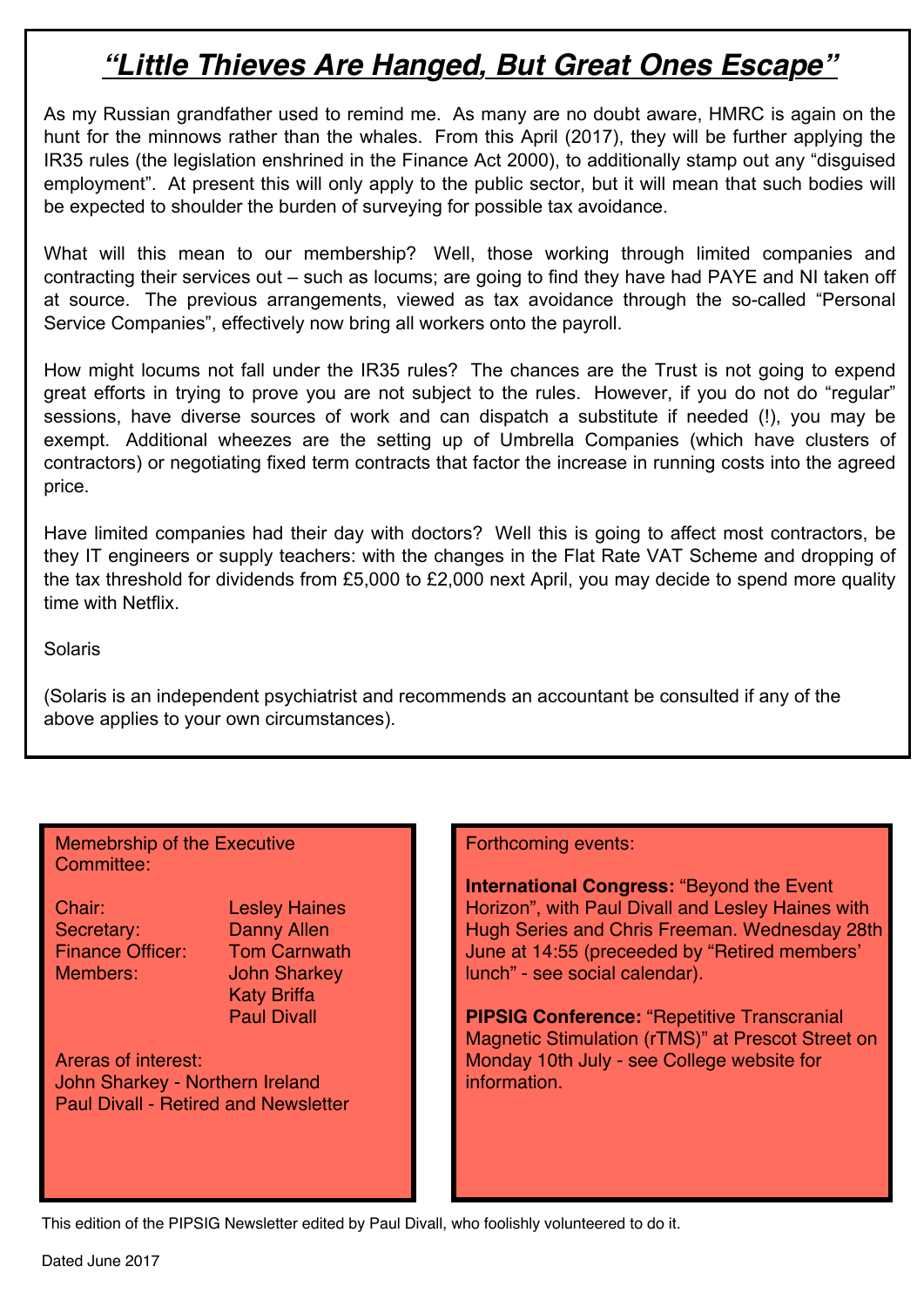## *"Little Thieves Are Hanged, But Great Ones Escape"*

As my Russian grandfather used to remind me. As many are no doubt aware, HMRC is again on the hunt for the minnows rather than the whales. From this April (2017), they will be further applying the IR35 rules (the legislation enshrined in the Finance Act 2000), to additionally stamp out any "disguised employment". At present this will only apply to the public sector, but it will mean that such bodies will be expected to shoulder the burden of surveying for possible tax avoidance.

What will this mean to our membership? Well, those working through limited companies and contracting their services out – such as locums; are going to find they have had PAYE and NI taken off at source. The previous arrangements, viewed as tax avoidance through the so-called "Personal Service Companies", effectively now bring all workers onto the payroll.

How might locums not fall under the IR35 rules? The chances are the Trust is not going to expend great efforts in trying to prove you are not subject to the rules. However, if you do not do "regular" sessions, have diverse sources of work and can dispatch a substitute if needed (!), you may be exempt. Additional wheezes are the setting up of Umbrella Companies (which have clusters of contractors) or negotiating fixed term contracts that factor the increase in running costs into the agreed price.

Have limited companies had their day with doctors? Well this is going to affect most contractors, be they IT engineers or supply teachers: with the changes in the Flat Rate VAT Scheme and dropping of the tax threshold for dividends from £5,000 to £2,000 next April, you may decide to spend more quality time with Netflix.

Solaris

(Solaris is an independent psychiatrist and recommends an accountant be consulted if any of the above applies to your own circumstances).

Memebrship of the Executive Committee:

| | |
|---|---|
| Chair: | Lesley Haines |
| Secretary: | Danny Allen |
| Finance Officer: | Tom Carnwath |
| Members: | John Sharkey |
| | Katy Briffa |
| | Paul Divall |

Areras of interest:
John Sharkey - Northern Ireland
Paul Divall - Retired and Newsletter

Forthcoming events:

**International Congress:** "Beyond the Event Horizon", with Paul Divall and Lesley Haines with Hugh Series and Chris Freeman. Wednesday 28th June at 14:55 (preceeded by "Retired members' lunch" - see social calendar).

**PIPSIG Conference:** "Repetitive Transcranial Magnetic Stimulation (rTMS)" at Prescot Street on Monday 10th July - see College website for information.

This edition of the PIPSIG Newsletter edited by Paul Divall, who foolishly volunteered to do it.

Dated June 2017